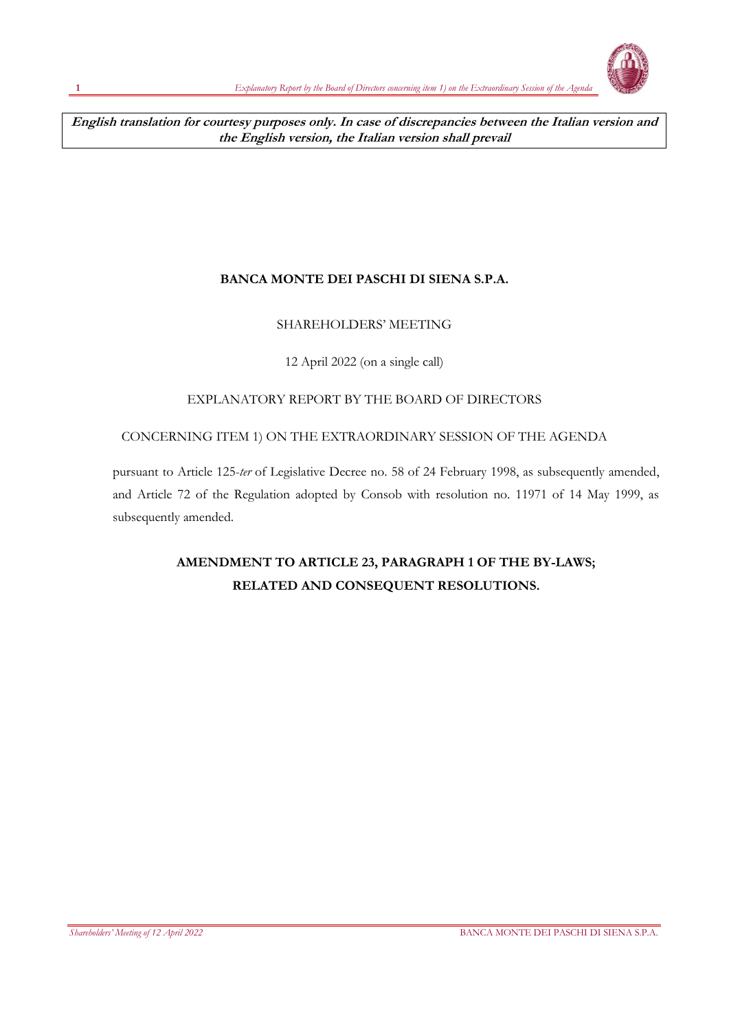**English translation for courtesy purposes only. In case of discrepancies between the Italian version and the English version, the Italian version shall prevail**

**BANCA MONTE DEI PASCHI DI SIENA S.P.A.**

SHAREHOLDERS' MEETING

12 April 2022 (on a single call)

EXPLANATORY REPORT BY THE BOARD OF DIRECTORS

CONCERNING ITEM 1) ON THE EXTRAORDINARY SESSION OF THE AGENDA

pursuant to Article 125-*ter* of Legislative Decree no. 58 of 24 February 1998, as subsequently amended, and Article 72 of the Regulation adopted by Consob with resolution no. 11971 of 14 May 1999, as subsequently amended.

# AMENDMENT TO ARTICLE 23, PARAGRAPH 1 OF THE BY-LAWS; RELATED AND CONSEQUENT RESOLUTIONS.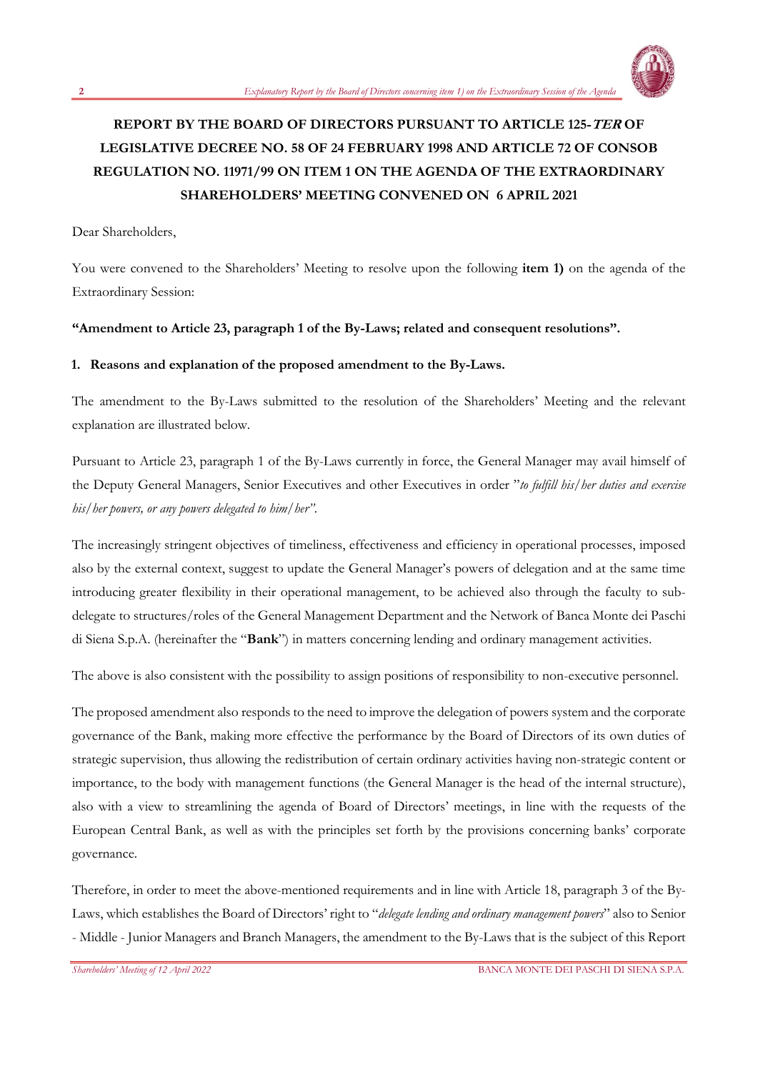# REPORT BY THE BOARD OF DIRECTORS PURSUANT TO ARTICLE 125-*TER* OF LEGISLATIVE DECREE NO. 58 OF 24 FEBRUARY 1998 AND ARTICLE 72 OF CONSOB REGULATION NO. 11971/99 ON ITEM 1 ON THE AGENDA OF THE EXTRAORDINARY SHAREHOLDERS' MEETING CONVENED ON 6 APRIL 2021

Dear Shareholders,

You were convened to the Shareholders' Meeting to resolve upon the following **item 1)** on the agenda of the Extraordinary Session:

**"Amendment to Article 23, paragraph 1 of the By-Laws; related and consequent resolutions".**

## 1. Reasons and explanation of the proposed amendment to the By-Laws.

The amendment to the By-Laws submitted to the resolution of the Shareholders' Meeting and the relevant explanation are illustrated below.

Pursuant to Article 23, paragraph 1 of the By-Laws currently in force, the General Manager may avail himself of the Deputy General Managers, Senior Executives and other Executives in order "*to fulfill his/her duties and exercise his/her powers, or any powers delegated to him/her".*

The increasingly stringent objectives of timeliness, effectiveness and efficiency in operational processes, imposed also by the external context, suggest to update the General Manager's powers of delegation and at the same time introducing greater flexibility in their operational management, to be achieved also through the faculty to sub-delegate to structures/roles of the General Management Department and the Network of Banca Monte dei Paschi di Siena S.p.A. (hereinafter the "**Bank**") in matters concerning lending and ordinary management activities.

The above is also consistent with the possibility to assign positions of responsibility to non-executive personnel.

The proposed amendment also responds to the need to improve the delegation of powers system and the corporate governance of the Bank, making more effective the performance by the Board of Directors of its own duties of strategic supervision, thus allowing the redistribution of certain ordinary activities having non-strategic content or importance, to the body with management functions (the General Manager is the head of the internal structure), also with a view to streamlining the agenda of Board of Directors' meetings, in line with the requests of the European Central Bank, as well as with the principles set forth by the provisions concerning banks' corporate governance.

Therefore, in order to meet the above-mentioned requirements and in line with Article 18, paragraph 3 of the By-Laws, which establishes the Board of Directors' right to "*delegate lending and ordinary management powers*" also to Senior - Middle - Junior Managers and Branch Managers, the amendment to the By-Laws that is the subject of this Report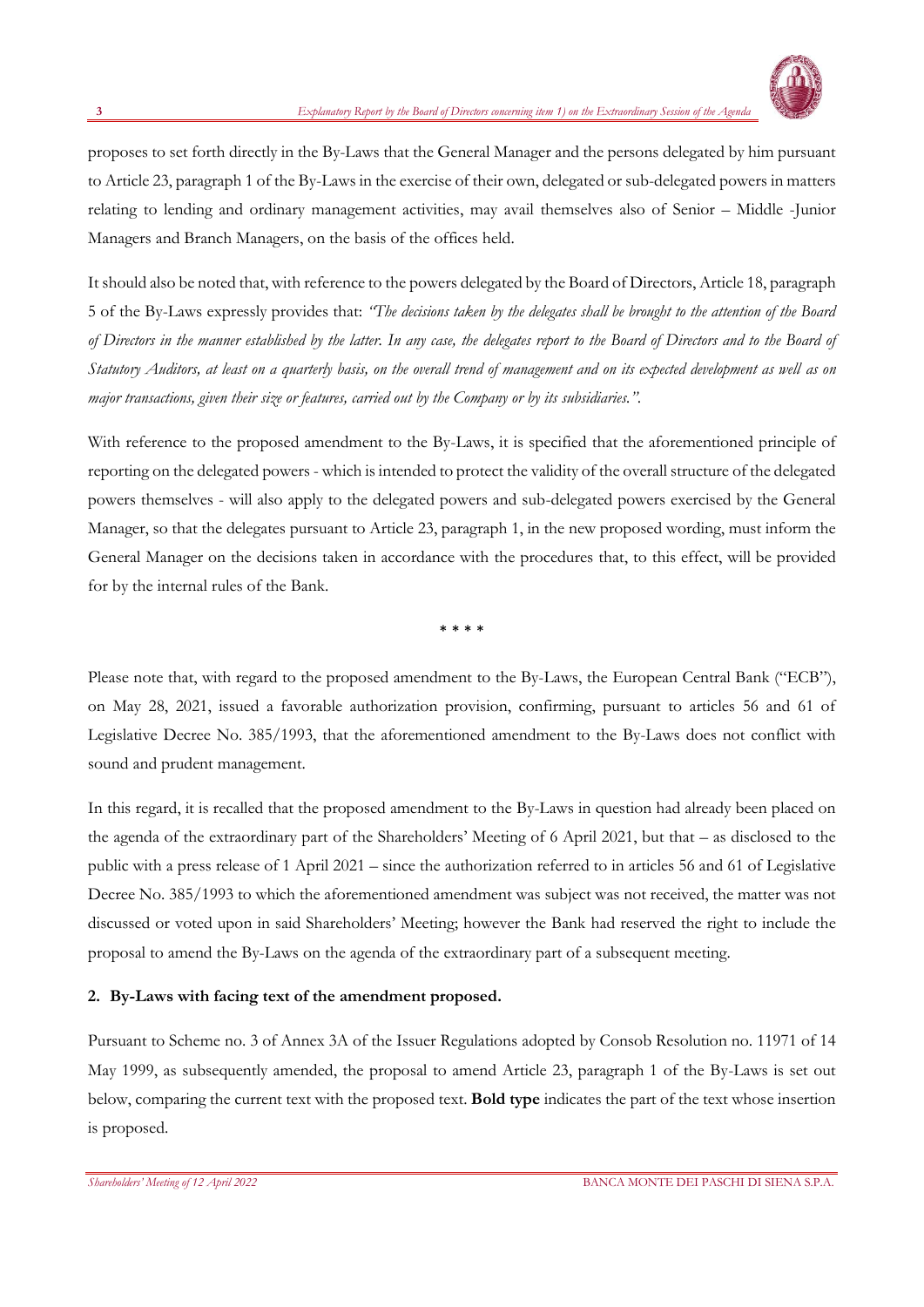proposes to set forth directly in the By-Laws that the General Manager and the persons delegated by him pursuant to Article 23, paragraph 1 of the By-Laws in the exercise of their own, delegated or sub-delegated powers in matters relating to lending and ordinary management activities, may avail themselves also of Senior – Middle -Junior Managers and Branch Managers, on the basis of the offices held.

It should also be noted that, with reference to the powers delegated by the Board of Directors, Article 18, paragraph 5 of the By-Laws expressly provides that: *"The decisions taken by the delegates shall be brought to the attention of the Board of Directors in the manner established by the latter. In any case, the delegates report to the Board of Directors and to the Board of Statutory Auditors, at least on a quarterly basis, on the overall trend of management and on its expected development as well as on major transactions, given their size or features, carried out by the Company or by its subsidiaries."*.

With reference to the proposed amendment to the By-Laws, it is specified that the aforementioned principle of reporting on the delegated powers - which is intended to protect the validity of the overall structure of the delegated powers themselves - will also apply to the delegated powers and sub-delegated powers exercised by the General Manager, so that the delegates pursuant to Article 23, paragraph 1, in the new proposed wording, must inform the General Manager on the decisions taken in accordance with the procedures that, to this effect, will be provided for by the internal rules of the Bank.

\* \* \* \*

Please note that, with regard to the proposed amendment to the By-Laws, the European Central Bank ("ECB"), on May 28, 2021, issued a favorable authorization provision, confirming, pursuant to articles 56 and 61 of Legislative Decree No. 385/1993, that the aforementioned amendment to the By-Laws does not conflict with sound and prudent management.

In this regard, it is recalled that the proposed amendment to the By-Laws in question had already been placed on the agenda of the extraordinary part of the Shareholders' Meeting of 6 April 2021, but that – as disclosed to the public with a press release of 1 April 2021 – since the authorization referred to in articles 56 and 61 of Legislative Decree No. 385/1993 to which the aforementioned amendment was subject was not received, the matter was not discussed or voted upon in said Shareholders' Meeting; however the Bank had reserved the right to include the proposal to amend the By-Laws on the agenda of the extraordinary part of a subsequent meeting.

## 2. By-Laws with facing text of the amendment proposed.

Pursuant to Scheme no. 3 of Annex 3A of the Issuer Regulations adopted by Consob Resolution no. 11971 of 14 May 1999, as subsequently amended, the proposal to amend Article 23, paragraph 1 of the By-Laws is set out below, comparing the current text with the proposed text. **Bold type** indicates the part of the text whose insertion is proposed.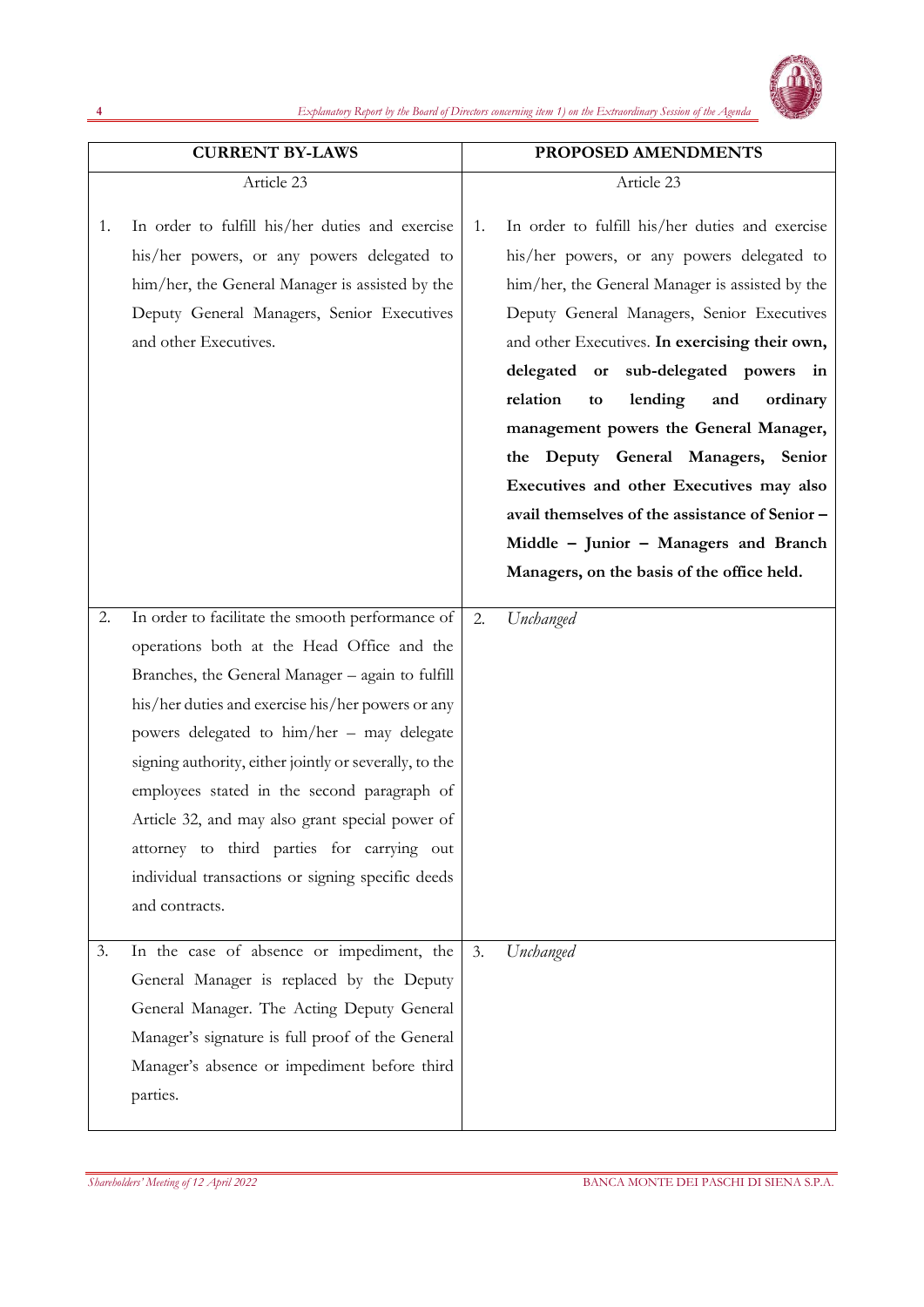| CURRENT BY-LAWS | PROPOSED AMENDMENTS |
|---|---|
| Article 23 | Article 23 |
| 1. In order to fulfill his/her duties and exercise his/her powers, or any powers delegated to him/her, the General Manager is assisted by the Deputy General Managers, Senior Executives and other Executives. | 1. In order to fulfill his/her duties and exercise his/her powers, or any powers delegated to him/her, the General Manager is assisted by the Deputy General Managers, Senior Executives and other Executives. **In exercising their own, delegated or sub-delegated powers in relation to lending and ordinary management powers the General Manager, the Deputy General Managers, Senior Executives and other Executives may also avail themselves of the assistance of Senior – Middle – Junior – Managers and Branch Managers, on the basis of the office held.** |
| 2. In order to facilitate the smooth performance of operations both at the Head Office and the Branches, the General Manager – again to fulfill his/her duties and exercise his/her powers or any powers delegated to him/her – may delegate signing authority, either jointly or severally, to the employees stated in the second paragraph of Article 32, and may also grant special power of attorney to third parties for carrying out individual transactions or signing specific deeds and contracts. | 2. *Unchanged* |
| 3. In the case of absence or impediment, the General Manager is replaced by the Deputy General Manager. The Acting Deputy General Manager's signature is full proof of the General Manager's absence or impediment before third parties. | 3. *Unchanged* |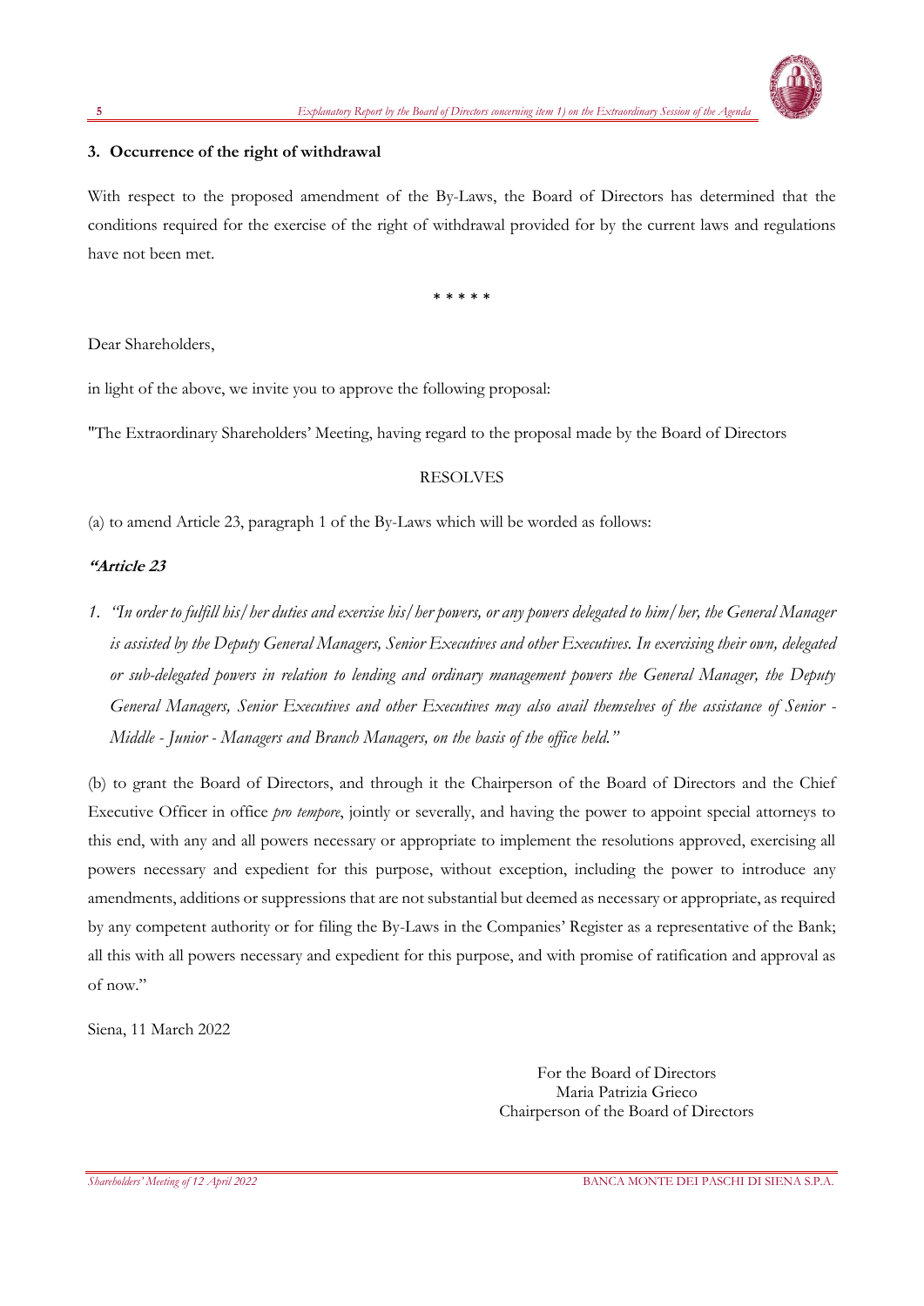### 3. Occurrence of the right of withdrawal

With respect to the proposed amendment of the By-Laws, the Board of Directors has determined that the conditions required for the exercise of the right of withdrawal provided for by the current laws and regulations have not been met.

\* \* \* \* \*

Dear Shareholders,

in light of the above, we invite you to approve the following proposal:

"The Extraordinary Shareholders' Meeting, having regard to the proposal made by the Board of Directors

RESOLVES

(a) to amend Article 23, paragraph 1 of the By-Laws which will be worded as follows:

***"Article 23***

1. *"In order to fulfill his/her duties and exercise his/her powers, or any powers delegated to him/her, the General Manager is assisted by the Deputy General Managers, Senior Executives and other Executives. In exercising their own, delegated or sub-delegated powers in relation to lending and ordinary management powers the General Manager, the Deputy General Managers, Senior Executives and other Executives may also avail themselves of the assistance of Senior - Middle - Junior - Managers and Branch Managers, on the basis of the office held."*

(b) to grant the Board of Directors, and through it the Chairperson of the Board of Directors and the Chief Executive Officer in office *pro tempore*, jointly or severally, and having the power to appoint special attorneys to this end, with any and all powers necessary or appropriate to implement the resolutions approved, exercising all powers necessary and expedient for this purpose, without exception, including the power to introduce any amendments, additions or suppressions that are not substantial but deemed as necessary or appropriate, as required by any competent authority or for filing the By-Laws in the Companies' Register as a representative of the Bank; all this with all powers necessary and expedient for this purpose, and with promise of ratification and approval as of now."

Siena, 11 March 2022

For the Board of Directors
Maria Patrizia Grieco
Chairperson of the Board of Directors